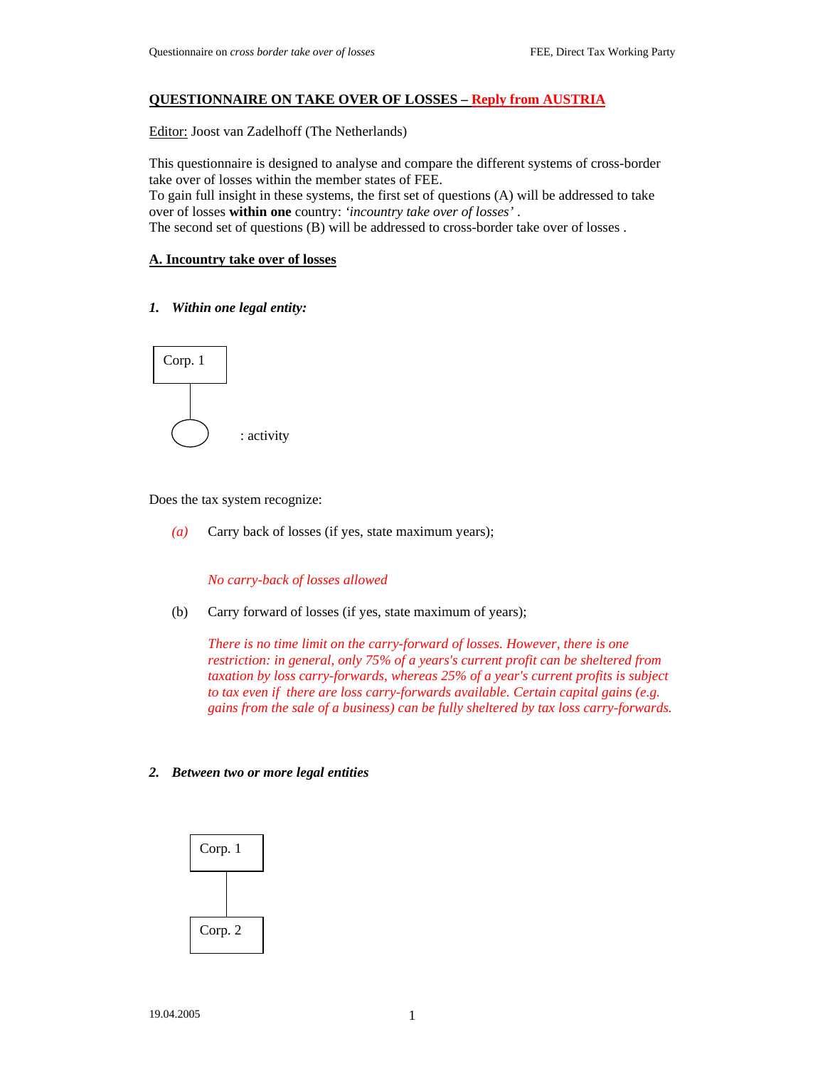## QUESTIONNAIRE ON TAKE OVER OF LOSSES – Reply from AUSTRIA

Editor: Joost van Zadelhoff (The Netherlands)

This questionnaire is designed to analyse and compare the different systems of cross-border take over of losses within the member states of FEE.
To gain full insight in these systems, the first set of questions (A) will be addressed to take over of losses **within one** country: *'incountry take over of losses'* .
The second set of questions (B) will be addressed to cross-border take over of losses .

### A. Incountry take over of losses

#### 1. *Within one legal entity:*

Corp. 1

: activity

Does the tax system recognize:

*(a)* Carry back of losses (if yes, state maximum years);

*No carry-back of losses allowed*

(b) Carry forward of losses (if yes, state maximum of years);

*There is no time limit on the carry-forward of losses. However, there is one restriction: in general, only 75% of a years's current profit can be sheltered from taxation by loss carry-forwards, whereas 25% of a year's current profits is subject to tax even if there are loss carry-forwards available. Certain capital gains (e.g. gains from the sale of a business) can be fully sheltered by tax loss carry-forwards.*

#### 2. *Between two or more legal entities*

Corp. 1

Corp. 2

19.04.2005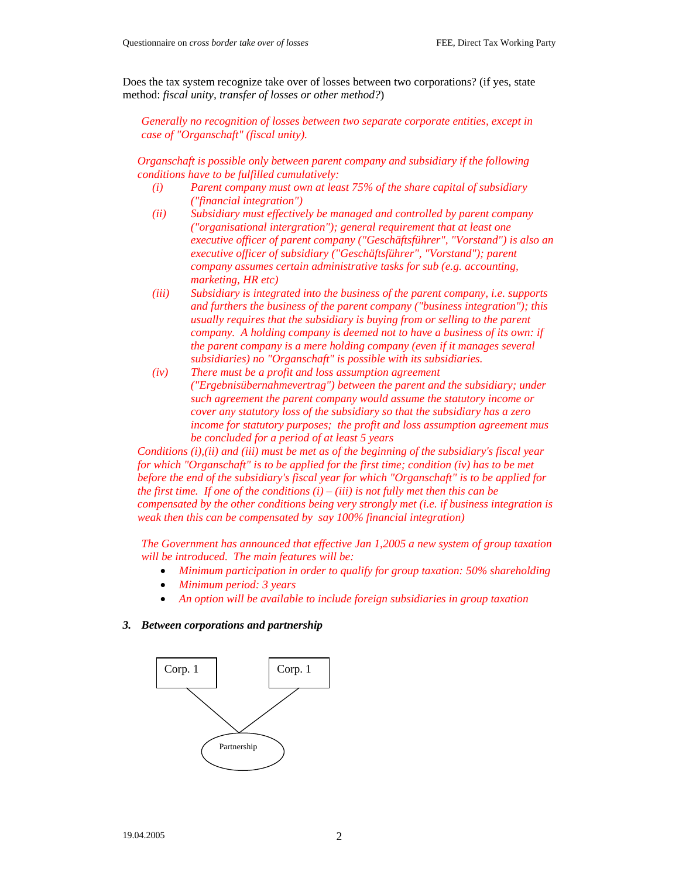Does the tax system recognize take over of losses between two corporations? (if yes, state method: *fiscal unity, transfer of losses or other method?*)

*Generally no recognition of losses between two separate corporate entities, except in case of "Organschaft" (fiscal unity).*

*Organschaft is possible only between parent company and subsidiary if the following conditions have to be fulfilled cumulatively:*

- *(i) Parent company must own at least 75% of the share capital of subsidiary ("financial integration")*
- *(ii) Subsidiary must effectively be managed and controlled by parent company ("organisational intergration"); general requirement that at least one executive officer of parent company ("Geschäftsführer", "Vorstand") is also an executive officer of subsidiary ("Geschäftsführer", "Vorstand"); parent company assumes certain administrative tasks for sub (e.g. accounting, marketing, HR etc)*
- *(iii) Subsidiary is integrated into the business of the parent company, i.e. supports and furthers the business of the parent company ("business integration"); this usually requires that the subsidiary is buying from or selling to the parent company. A holding company is deemed not to have a business of its own: if the parent company is a mere holding company (even if it manages several subsidiaries) no "Organschaft" is possible with its subsidiaries.*
- *(iv) There must be a profit and loss assumption agreement ("Ergebnisübernahmevertrag") between the parent and the subsidiary; under such agreement the parent company would assume the statutory income or cover any statutory loss of the subsidiary so that the subsidiary has a zero income for statutory purposes; the profit and loss assumption agreement mus be concluded for a period of at least 5 years*

*Conditions (i),(ii) and (iii) must be met as of the beginning of the subsidiary's fiscal year for which "Organschaft" is to be applied for the first time; condition (iv) has to be met before the end of the subsidiary's fiscal year for which "Organschaft" is to be applied for the first time. If one of the conditions (i) – (iii) is not fully met then this can be compensated by the other conditions being very strongly met (i.e. if business integration is weak then this can be compensated by say 100% financial integration)*

*The Government has announced that effective Jan 1,2005 a new system of group taxation will be introduced. The main features will be:*

- *Minimum participation in order to qualify for group taxation: 50% shareholding*
- *Minimum period: 3 years*
- *An option will be available to include foreign subsidiaries in group taxation*

### 3. *Between corporations and partnership*

Corp. 1 &nbsp;&nbsp;&nbsp; Corp. 1

Partnership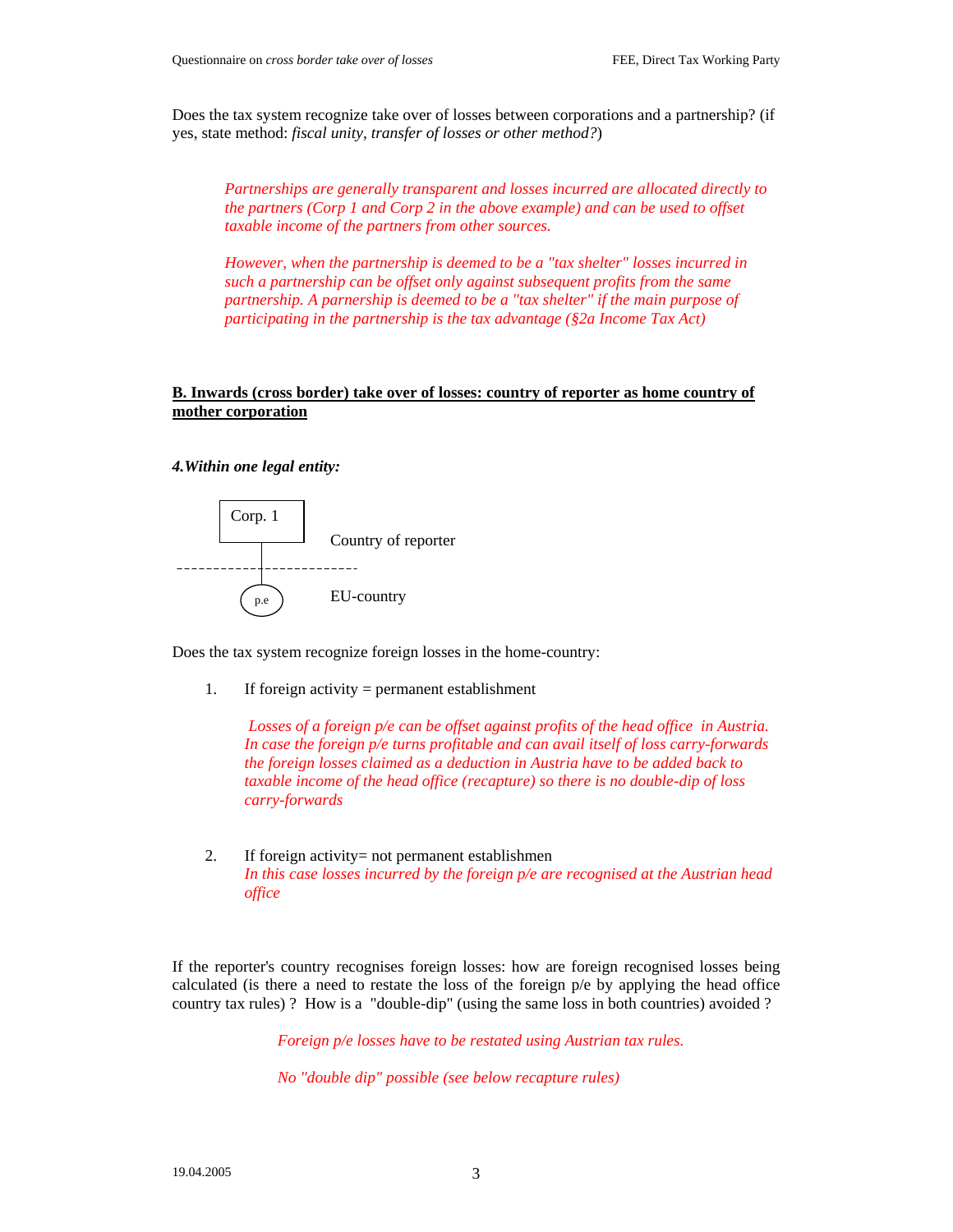Does the tax system recognize take over of losses between corporations and a partnership? (if yes, state method: *fiscal unity, transfer of losses or other method?*)

> *Partnerships are generally transparent and losses incurred are allocated directly to the partners (Corp 1 and Corp 2 in the above example) and can be used to offset taxable income of the partners from other sources.*
>
> *However, when the partnership is deemed to be a "tax shelter" losses incurred in such a partnership can be offset only against subsequent profits from the same partnership. A partnership is deemed to be a "tax shelter" if the main purpose of participating in the partnership is the tax advantage (§2a Income Tax Act)*

## B. Inwards (cross border) take over of losses: country of reporter as home country of mother corporation

### *4. Within one legal entity:*

```
 ┌─────────┐
 │ Corp. 1 │       Country of reporter
 └────┬────┘
------│-----------------
     (p.e)         EU-country
```

Does the tax system recognize foreign losses in the home-country:

1. If foreign activity = permanent establishment

   *Losses of a foreign p/e can be offset against profits of the head office in Austria. In case the foreign p/e turns profitable and can avail itself of loss carry-forwards the foreign losses claimed as a deduction in Austria have to be added back to taxable income of the head office (recapture) so there is no double-dip of loss carry-forwards*

2. If foreign activity= not permanent establishmen
   *In this case losses incurred by the foreign p/e are recognised at the Austrian head office*

If the reporter's country recognises foreign losses: how are foreign recognised losses being calculated (is there a need to restate the loss of the foreign p/e by applying the head office country tax rules) ? How is a "double-dip" (using the same loss in both countries) avoided ?

> *Foreign p/e losses have to be restated using Austrian tax rules.*
>
> *No "double dip" possible (see below recapture rules)*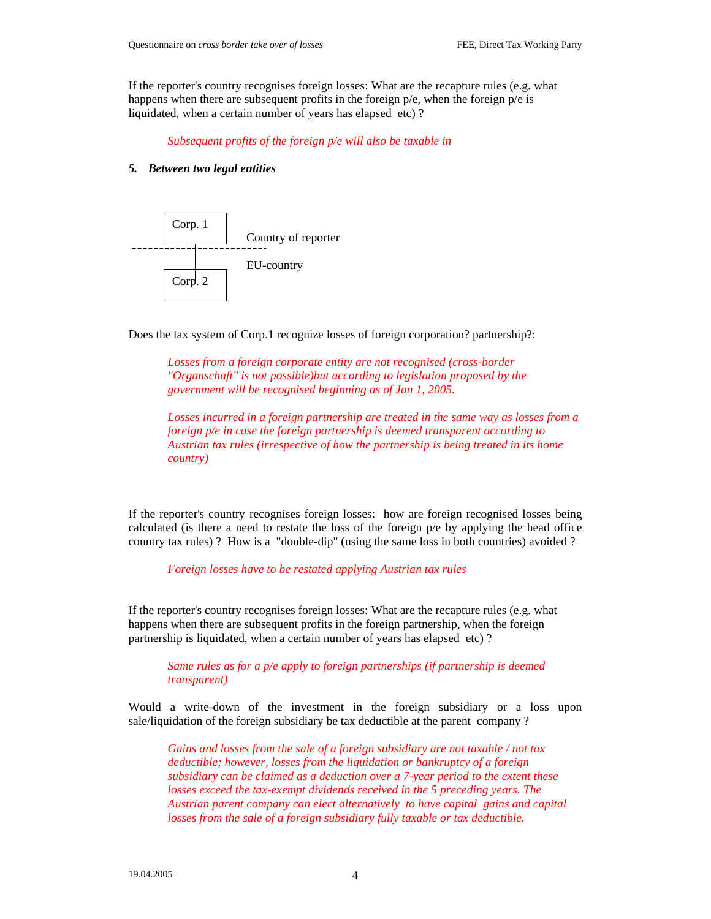If the reporter's country recognises foreign losses: What are the recapture rules (e.g. what happens when there are subsequent profits in the foreign p/e, when the foreign p/e is liquidated, when a certain number of years has elapsed etc) ?

> *Subsequent profits of the foreign p/e will also be taxable in*

### *5. Between two legal entities*

```
 Corp. 1        Country of reporter
----------------------------------
 Corp. 2        EU-country
```

Does the tax system of Corp.1 recognize losses of foreign corporation? partnership?:

> *Losses from a foreign corporate entity are not recognised (cross-border "Organschaft" is not possible)but according to legislation proposed by the government will be recognised beginning as of Jan 1, 2005.*
>
> *Losses incurred in a foreign partnership are treated in the same way as losses from a foreign p/e in case the foreign partnership is deemed transparent according to Austrian tax rules (irrespective of how the partnership is being treated in its home country)*

If the reporter's country recognises foreign losses: how are foreign recognised losses being calculated (is there a need to restate the loss of the foreign p/e by applying the head office country tax rules) ? How is a "double-dip" (using the same loss in both countries) avoided ?

> *Foreign losses have to be restated applying Austrian tax rules*

If the reporter's country recognises foreign losses: What are the recapture rules (e.g. what happens when there are subsequent profits in the foreign partnership, when the foreign partnership is liquidated, when a certain number of years has elapsed etc) ?

> *Same rules as for a p/e apply to foreign partnerships (if partnership is deemed transparent)*

Would a write-down of the investment in the foreign subsidiary or a loss upon sale/liquidation of the foreign subsidiary be tax deductible at the parent company ?

> *Gains and losses from the sale of a foreign subsidiary are not taxable / not tax deductible; however, losses from the liquidation or bankruptcy of a foreign subsidiary can be claimed as a deduction over a 7-year period to the extent these losses exceed the tax-exempt dividends received in the 5 preceding years. The Austrian parent company can elect alternatively to have capital gains and capital losses from the sale of a foreign subsidiary fully taxable or tax deductible.*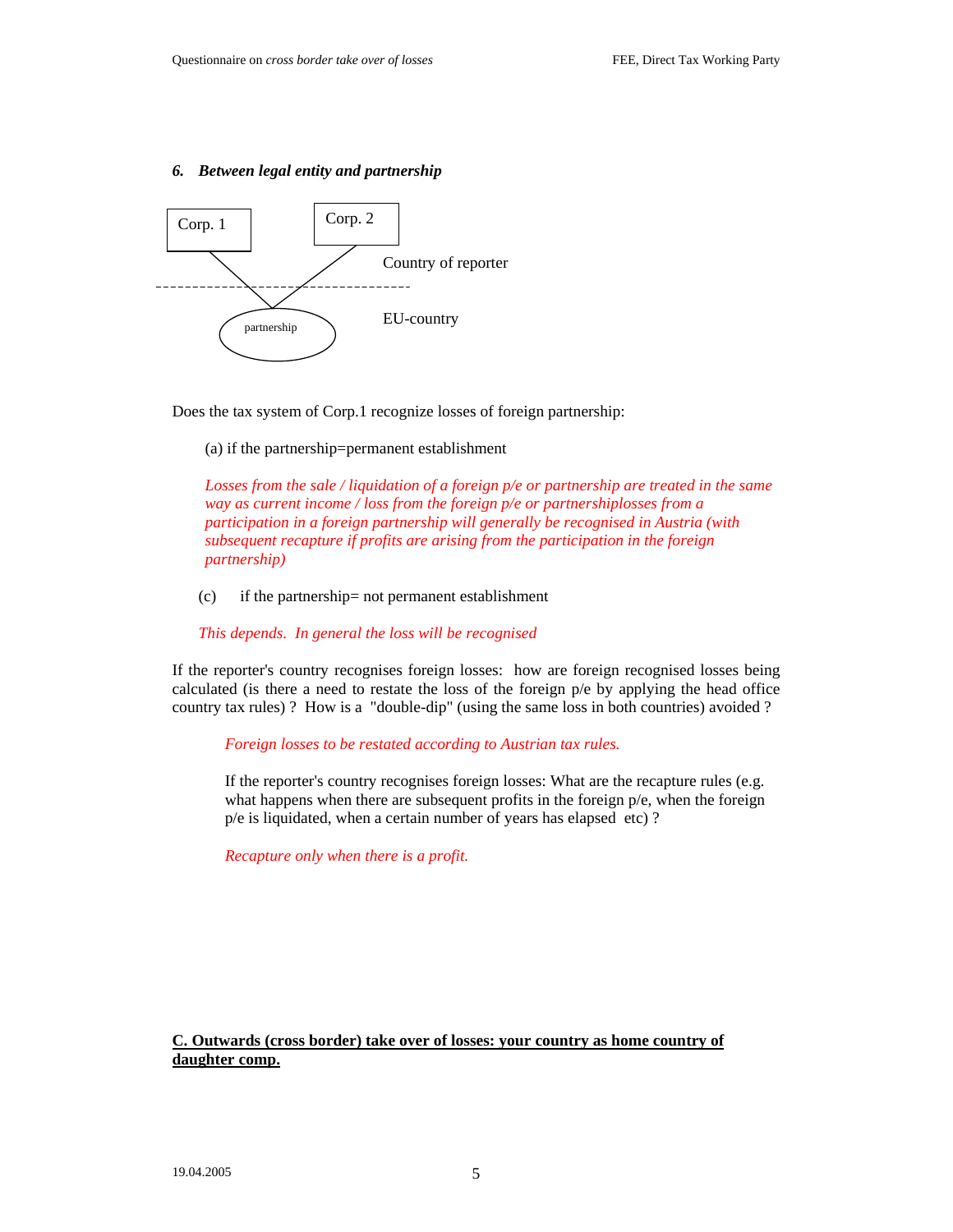### 6. *Between legal entity and partnership*

Corp. 1

Corp. 2

Country of reporter

partnership

EU-country

Does the tax system of Corp.1 recognize losses of foreign partnership:

(a) if the partnership=permanent establishment

*Losses from the sale / liquidation of a foreign p/e or partnership are treated in the same way as current income / loss from the foreign p/e or partnershiplosses from a participation in a foreign partnership will generally be recognised in Austria (with subsequent recapture if profits are arising from the participation in the foreign partnership)*

(c) if the partnership= not permanent establishment

*This depends. In general the loss will be recognised*

If the reporter's country recognises foreign losses: how are foreign recognised losses being calculated (is there a need to restate the loss of the foreign p/e by applying the head office country tax rules) ? How is a "double-dip" (using the same loss in both countries) avoided ?

*Foreign losses to be restated according to Austrian tax rules.*

If the reporter's country recognises foreign losses: What are the recapture rules (e.g. what happens when there are subsequent profits in the foreign p/e, when the foreign p/e is liquidated, when a certain number of years has elapsed etc) ?

*Recapture only when there is a profit.*

## C. Outwards (cross border) take over of losses: your country as home country of daughter comp.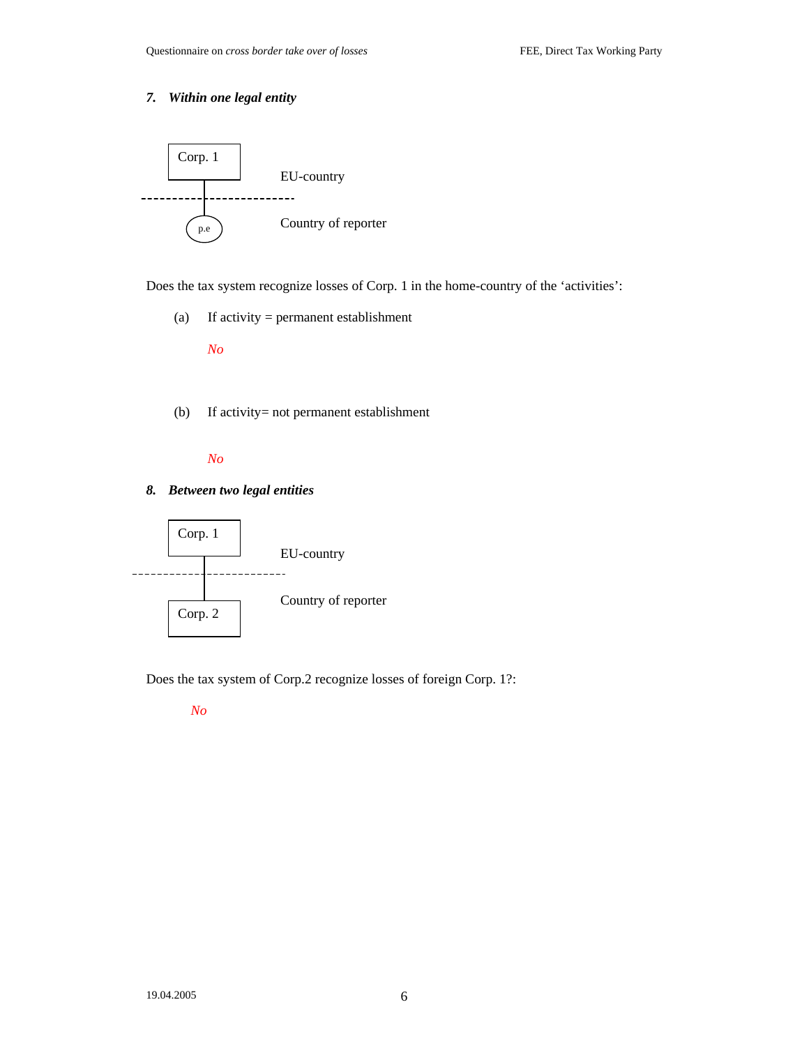### 7. *Within one legal entity*

Corp. 1 — EU-country

p.e — Country of reporter

Does the tax system recognize losses of Corp. 1 in the home-country of the ‘activities’:

(a) If activity = permanent establishment

*No*

(b) If activity= not permanent establishment

*No*

### 8. *Between two legal entities*

Corp. 1 — EU-country

Corp. 2 — Country of reporter

Does the tax system of Corp.2 recognize losses of foreign Corp. 1?:

*No*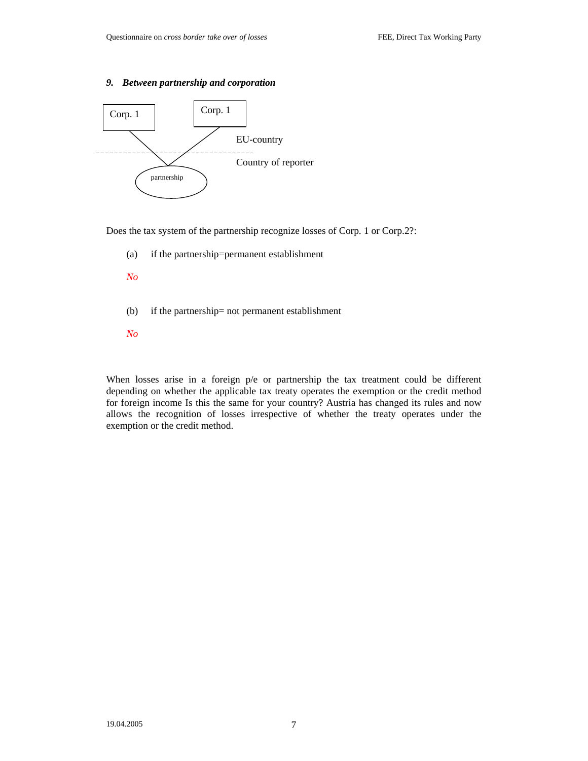### *9. Between partnership and corporation*

Corp. 1

Corp. 1

EU-country

Country of reporter

partnership

Does the tax system of the partnership recognize losses of Corp. 1 or Corp.2?:

(a) if the partnership=permanent establishment

*No*

(b) if the partnership= not permanent establishment

*No*

When losses arise in a foreign p/e or partnership the tax treatment could be different depending on whether the applicable tax treaty operates the exemption or the credit method for foreign income Is this the same for your country? Austria has changed its rules and now allows the recognition of losses irrespective of whether the treaty operates under the exemption or the credit method.